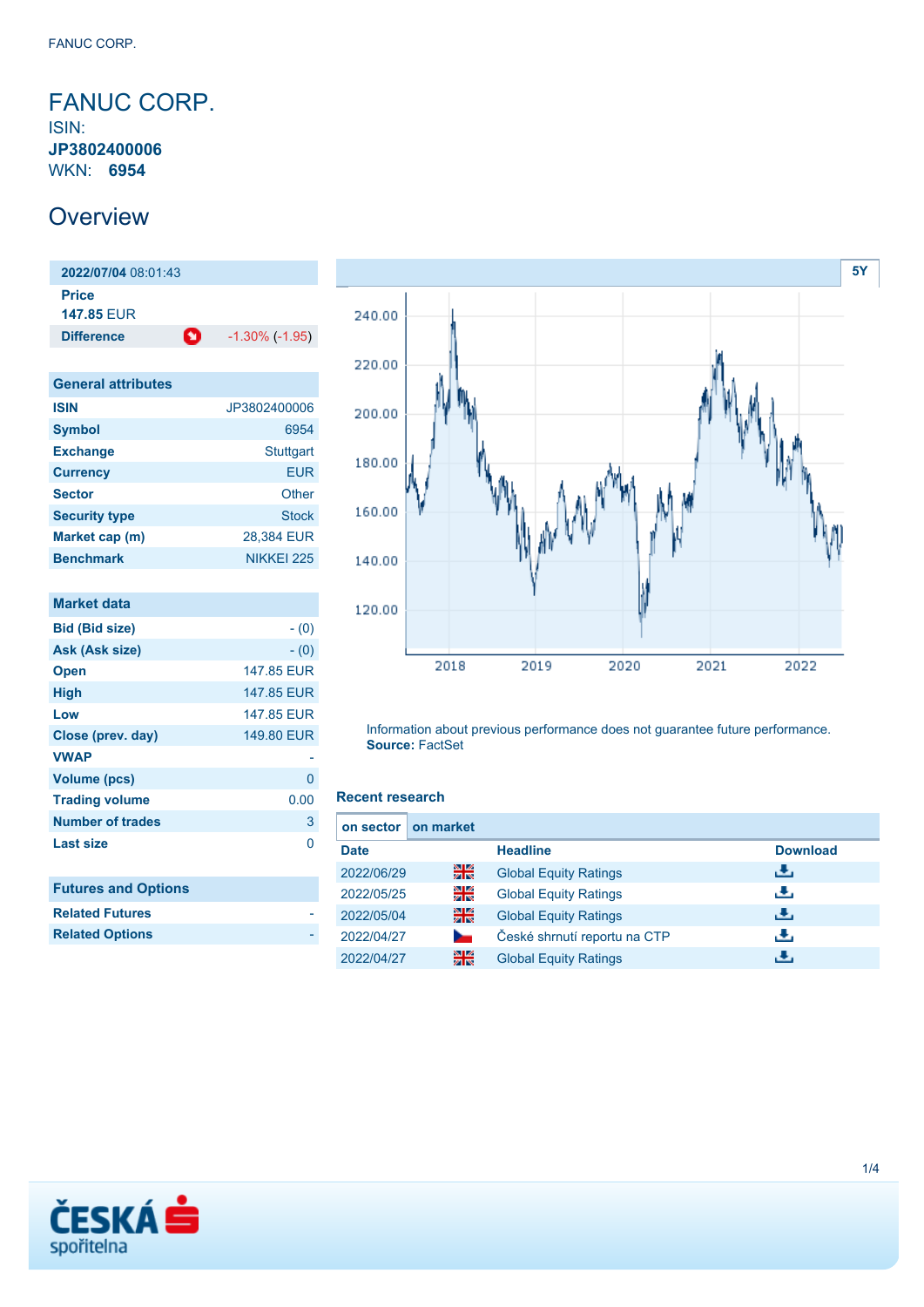# FANUC CORP.

ISIN:
**JP3802400006**
WKN: **6954**

## Overview

| **2022/07/04** 08:01:43 | |
|---|---|
| **Price** | |
| **147.85** EUR | |
| **Difference** | -1.30% (-1.95) |

| General attributes | |
|---|---|
| **ISIN** | JP3802400006 |
| **Symbol** | 6954 |
| **Exchange** | Stuttgart |
| **Currency** | EUR |
| **Sector** | Other |
| **Security type** | Stock |
| **Market cap (m)** | 28,384 EUR |
| **Benchmark** | NIKKEI 225 |

| Market data | |
|---|---|
| **Bid (Bid size)** | - (0) |
| **Ask (Ask size)** | - (0) |
| **Open** | 147.85 EUR |
| **High** | 147.85 EUR |
| **Low** | 147.85 EUR |
| **Close (prev. day)** | 149.80 EUR |
| **VWAP** | - |
| **Volume (pcs)** | 0 |
| **Trading volume** | 0.00 |
| **Number of trades** | 3 |
| **Last size** | 0 |

| Futures and Options | |
|---|---|
| **Related Futures** | - |
| **Related Options** | - |

Information about previous performance does not guarantee future performance.
**Source:** FactSet

### Recent research

| Date | Headline | Download |
|---|---|---|
| 2022/06/29 | Global Equity Ratings | |
| 2022/05/25 | Global Equity Ratings | |
| 2022/05/04 | Global Equity Ratings | |
| 2022/04/27 | České shrnutí reportu na CTP | |
| 2022/04/27 | Global Equity Ratings | |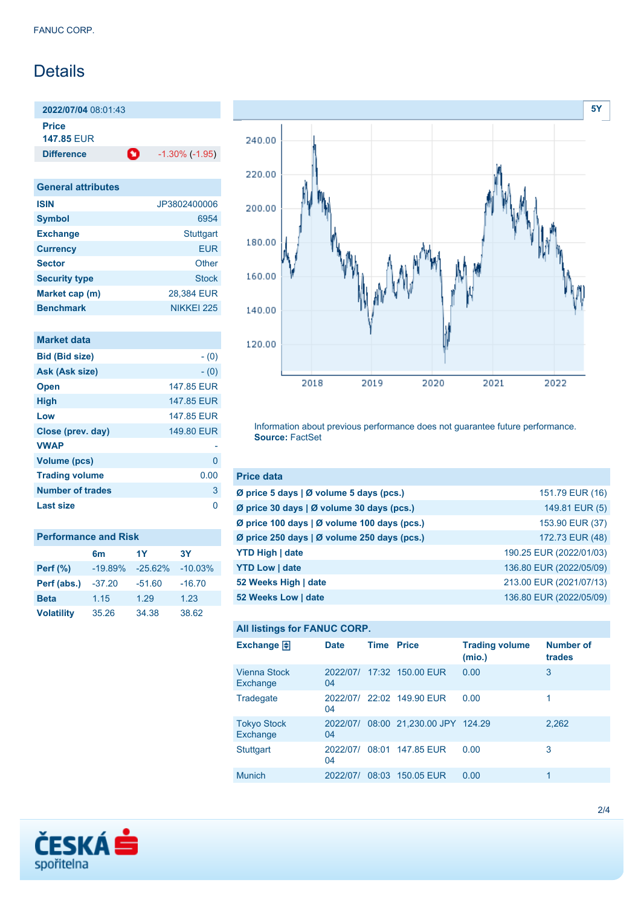# Details

| 2022/07/04 08:01:43 | |
|---|---|
| Price | 147.85 EUR |
| Difference | -1.30% (-1.95) |

| General attributes | |
|---|---|
| ISIN | JP3802400006 |
| Symbol | 6954 |
| Exchange | Stuttgart |
| Currency | EUR |
| Sector | Other |
| Security type | Stock |
| Market cap (m) | 28,384 EUR |
| Benchmark | NIKKEI 225 |

| Market data | |
|---|---|
| Bid (Bid size) | - (0) |
| Ask (Ask size) | - (0) |
| Open | 147.85 EUR |
| High | 147.85 EUR |
| Low | 147.85 EUR |
| Close (prev. day) | 149.80 EUR |
| VWAP | - |
| Volume (pcs) | 0 |
| Trading volume | 0.00 |
| Number of trades | 3 |
| Last size | 0 |

**Performance and Risk**

| | 6m | 1Y | 3Y |
|---|---|---|---|
| Perf (%) | -19.89% | -25.62% | -10.03% |
| Perf (abs.) | -37.20 | -51.60 | -16.70 |
| Beta | 1.15 | 1.29 | 1.23 |
| Volatility | 35.26 | 34.38 | 38.62 |

Information about previous performance does not guarantee future performance.
**Source:** FactSet

| Price data | |
|---|---|
| Ø price 5 days \| Ø volume 5 days (pcs.) | 151.79 EUR (16) |
| Ø price 30 days \| Ø volume 30 days (pcs.) | 149.81 EUR (5) |
| Ø price 100 days \| Ø volume 100 days (pcs.) | 153.90 EUR (37) |
| Ø price 250 days \| Ø volume 250 days (pcs.) | 172.73 EUR (48) |
| YTD High \| date | 190.25 EUR (2022/01/03) |
| YTD Low \| date | 136.80 EUR (2022/05/09) |
| 52 Weeks High \| date | 213.00 EUR (2021/07/13) |
| 52 Weeks Low \| date | 136.80 EUR (2022/05/09) |

**All listings for FANUC CORP.**

| Exchange | Date | Time | Price | Trading volume (mio.) | Number of trades |
|---|---|---|---|---|---|
| Vienna Stock Exchange | 2022/07/04 | 17:32 | 150.00 EUR | 0.00 | 3 |
| Tradegate | 2022/07/04 | 22:02 | 149.90 EUR | 0.00 | 1 |
| Tokyo Stock Exchange | 2022/07/04 | 08:00 | 21,230.00 JPY | 124.29 | 2,262 |
| Stuttgart | 2022/07/04 | 08:01 | 147.85 EUR | 0.00 | 3 |
| Munich | 2022/07/ | 08:03 | 150.05 EUR | 0.00 | 1 |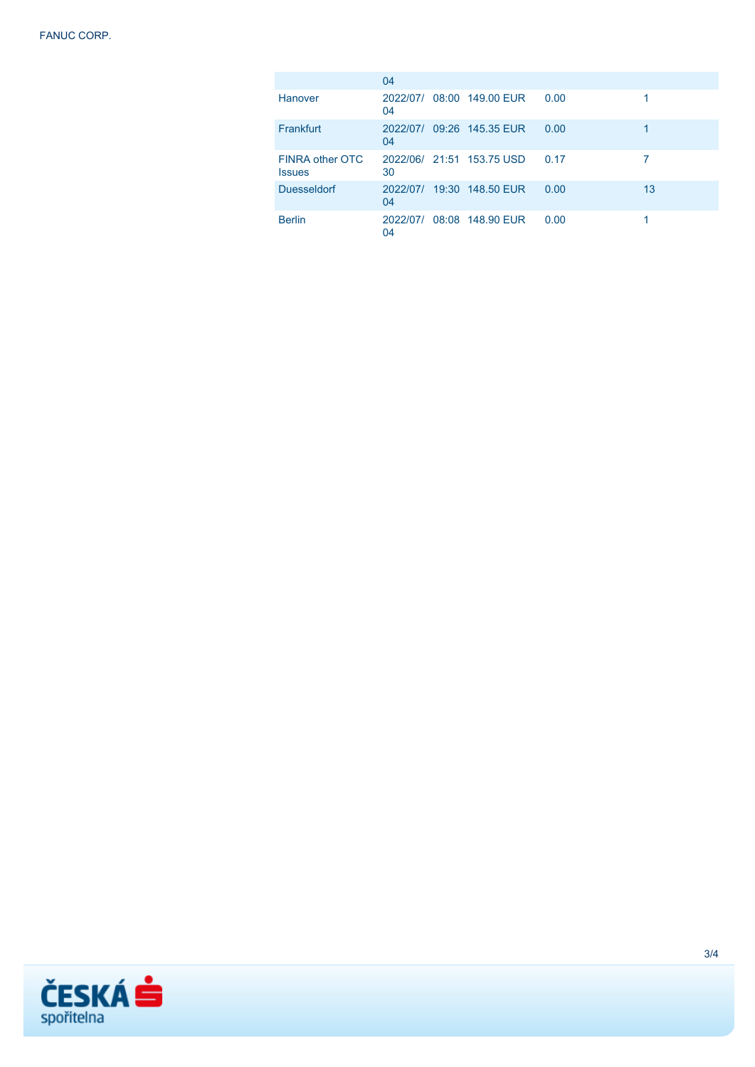| | | | | | |
|---|---|---|---|---|---|
| | 2022/07/04 | | | | |
| Hanover | 2022/07/04 | 08:00 | 149.00 EUR | 0.00 | 1 |
| Frankfurt | 2022/07/04 | 09:26 | 145.35 EUR | 0.00 | 1 |
| FINRA other OTC Issues | 2022/06/30 | 21:51 | 153.75 USD | 0.17 | 7 |
| Duesseldorf | 2022/07/04 | 19:30 | 148.50 EUR | 0.00 | 13 |
| Berlin | 2022/07/04 | 08:08 | 148.90 EUR | 0.00 | 1 |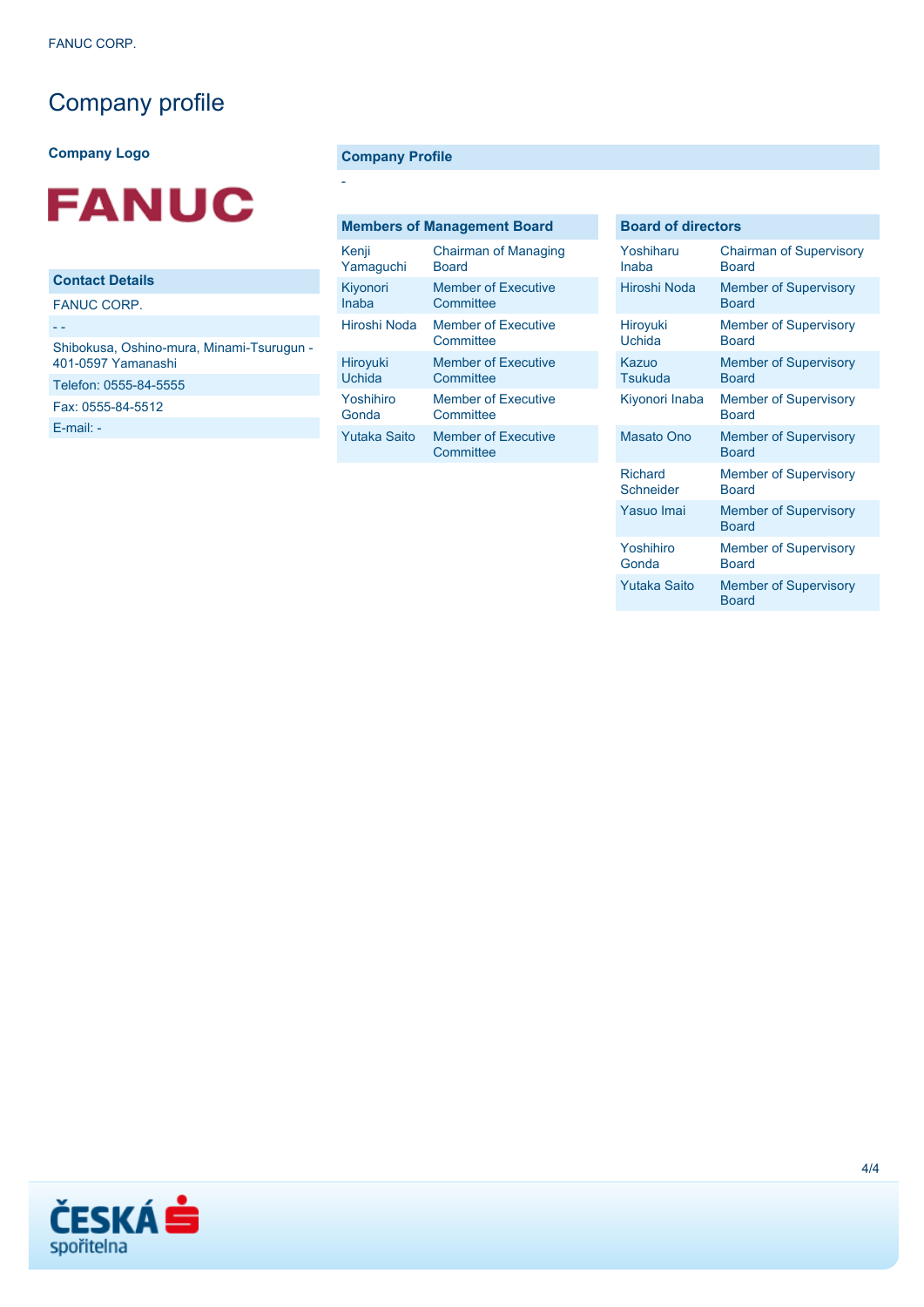# Company profile

**Company Logo**

FANUC

| Contact Details |
| --- |
| FANUC CORP. |
| - - |
| Shibokusa, Oshino-mura, Minami-Tsurugun - 401-0597 Yamanashi |
| Telefon: 0555-84-5555 |
| Fax: 0555-84-5512 |
| E-mail: - |

**Company Profile**

-

| Members of Management Board | |
| --- | --- |
| Kenji Yamaguchi | Chairman of Managing Board |
| Kiyonori Inaba | Member of Executive Committee |
| Hiroshi Noda | Member of Executive Committee |
| Hiroyuki Uchida | Member of Executive Committee |
| Yoshihiro Gonda | Member of Executive Committee |
| Yutaka Saito | Member of Executive Committee |

| Board of directors | |
| --- | --- |
| Yoshiharu Inaba | Chairman of Supervisory Board |
| Hiroshi Noda | Member of Supervisory Board |
| Hiroyuki Uchida | Member of Supervisory Board |
| Kazuo Tsukuda | Member of Supervisory Board |
| Kiyonori Inaba | Member of Supervisory Board |
| Masato Ono | Member of Supervisory Board |
| Richard Schneider | Member of Supervisory Board |
| Yasuo Imai | Member of Supervisory Board |
| Yoshihiro Gonda | Member of Supervisory Board |
| Yutaka Saito | Member of Supervisory Board |